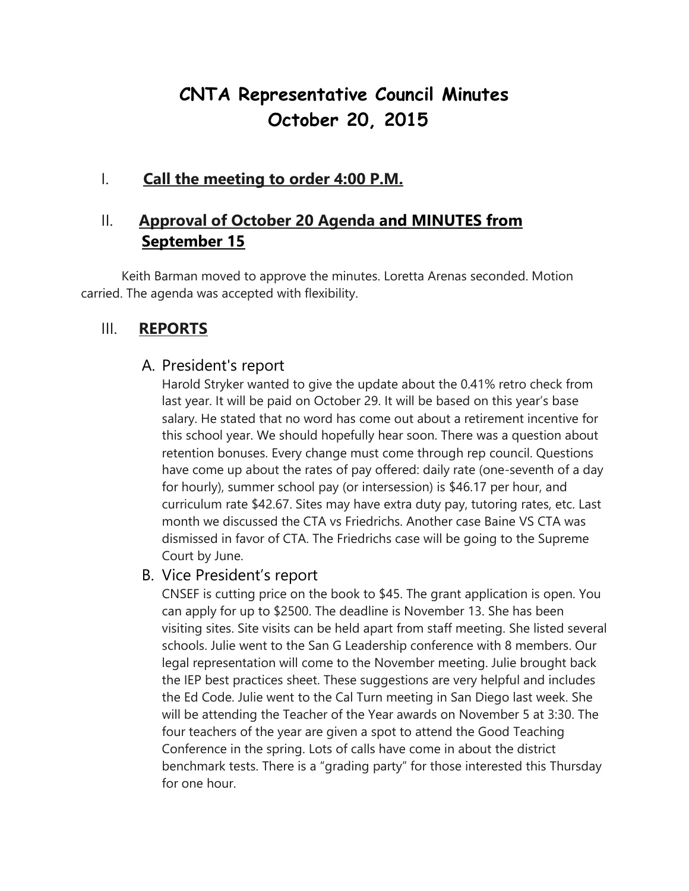# CNTA Representative Council Minutes
# October 20, 2015

## I. **Call the meeting to order 4:00 P.M.**

## II. **Approval of October 20 Agenda and MINUTES from September 15**

Keith Barman moved to approve the minutes. Loretta Arenas seconded. Motion carried. The agenda was accepted with flexibility.

## III. **REPORTS**

### A. President's report

Harold Stryker wanted to give the update about the 0.41% retro check from last year. It will be paid on October 29. It will be based on this year's base salary. He stated that no word has come out about a retirement incentive for this school year. We should hopefully hear soon. There was a question about retention bonuses. Every change must come through rep council. Questions have come up about the rates of pay offered: daily rate (one-seventh of a day for hourly), summer school pay (or intersession) is $46.17 per hour, and curriculum rate $42.67. Sites may have extra duty pay, tutoring rates, etc. Last month we discussed the CTA vs Friedrichs. Another case Baine VS CTA was dismissed in favor of CTA. The Friedrichs case will be going to the Supreme Court by June.

### B. Vice President's report

CNSEF is cutting price on the book to $45. The grant application is open. You can apply for up to $2500. The deadline is November 13. She has been visiting sites. Site visits can be held apart from staff meeting. She listed several schools. Julie went to the San G Leadership conference with 8 members. Our legal representation will come to the November meeting. Julie brought back the IEP best practices sheet. These suggestions are very helpful and includes the Ed Code. Julie went to the Cal Turn meeting in San Diego last week. She will be attending the Teacher of the Year awards on November 5 at 3:30. The four teachers of the year are given a spot to attend the Good Teaching Conference in the spring. Lots of calls have come in about the district benchmark tests. There is a "grading party" for those interested this Thursday for one hour.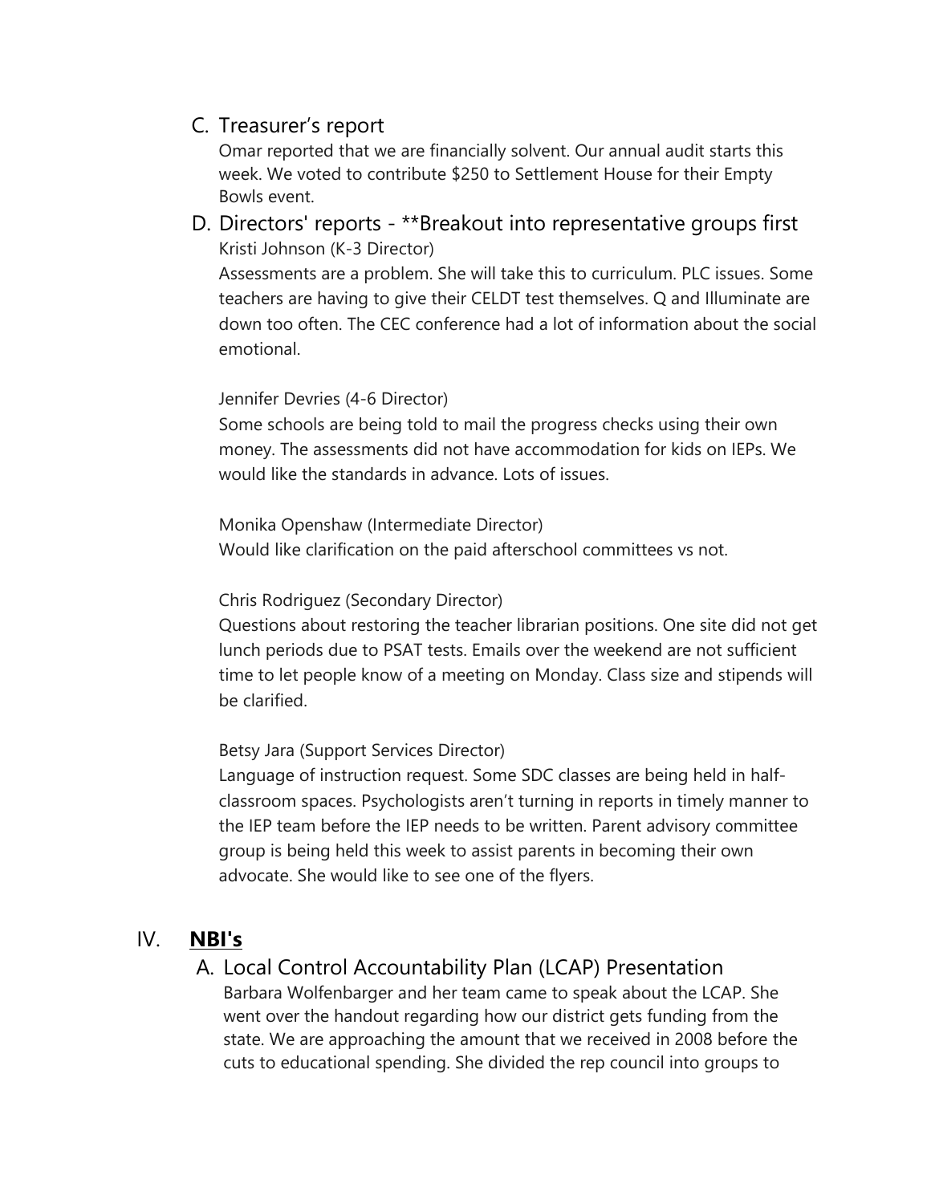### C. Treasurer's report

Omar reported that we are financially solvent. Our annual audit starts this week. We voted to contribute $250 to Settlement House for their Empty Bowls event.

### D. Directors' reports - **Breakout into representative groups first

Kristi Johnson (K-3 Director)

Assessments are a problem. She will take this to curriculum. PLC issues. Some teachers are having to give their CELDT test themselves. Q and Illuminate are down too often. The CEC conference had a lot of information about the social emotional.

Jennifer Devries (4-6 Director)

Some schools are being told to mail the progress checks using their own money. The assessments did not have accommodation for kids on IEPs. We would like the standards in advance. Lots of issues.

Monika Openshaw (Intermediate Director)

Would like clarification on the paid afterschool committees vs not.

Chris Rodriguez (Secondary Director)

Questions about restoring the teacher librarian positions. One site did not get lunch periods due to PSAT tests. Emails over the weekend are not sufficient time to let people know of a meeting on Monday. Class size and stipends will be clarified.

Betsy Jara (Support Services Director)

Language of instruction request. Some SDC classes are being held in half-classroom spaces. Psychologists aren't turning in reports in timely manner to the IEP team before the IEP needs to be written. Parent advisory committee group is being held this week to assist parents in becoming their own advocate. She would like to see one of the flyers.

## IV. **<u>NBI's</u>**

### A. Local Control Accountability Plan (LCAP) Presentation

Barbara Wolfenbarger and her team came to speak about the LCAP. She went over the handout regarding how our district gets funding from the state. We are approaching the amount that we received in 2008 before the cuts to educational spending. She divided the rep council into groups to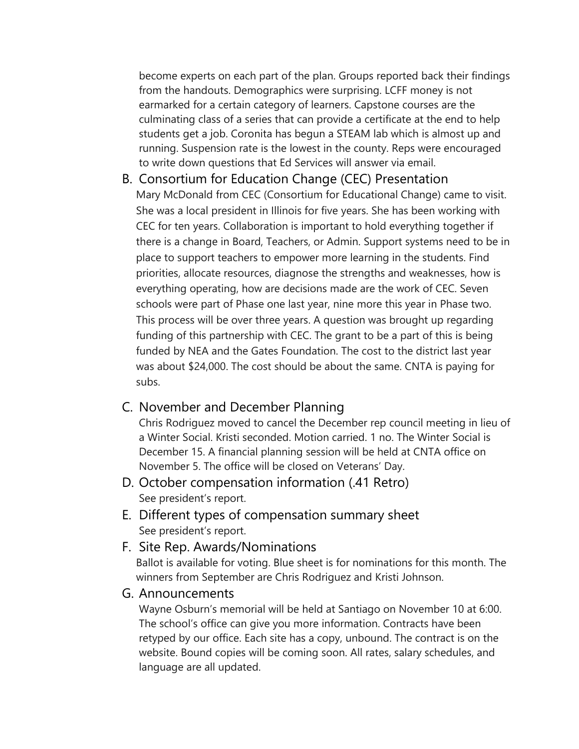become experts on each part of the plan. Groups reported back their findings from the handouts. Demographics were surprising. LCFF money is not earmarked for a certain category of learners. Capstone courses are the culminating class of a series that can provide a certificate at the end to help students get a job. Coronita has begun a STEAM lab which is almost up and running. Suspension rate is the lowest in the county. Reps were encouraged to write down questions that Ed Services will answer via email.

B. Consortium for Education Change (CEC) Presentation

Mary McDonald from CEC (Consortium for Educational Change) came to visit. She was a local president in Illinois for five years. She has been working with CEC for ten years. Collaboration is important to hold everything together if there is a change in Board, Teachers, or Admin. Support systems need to be in place to support teachers to empower more learning in the students. Find priorities, allocate resources, diagnose the strengths and weaknesses, how is everything operating, how are decisions made are the work of CEC. Seven schools were part of Phase one last year, nine more this year in Phase two. This process will be over three years. A question was brought up regarding funding of this partnership with CEC. The grant to be a part of this is being funded by NEA and the Gates Foundation. The cost to the district last year was about $24,000. The cost should be about the same. CNTA is paying for subs.

C. November and December Planning

Chris Rodriguez moved to cancel the December rep council meeting in lieu of a Winter Social. Kristi seconded. Motion carried. 1 no. The Winter Social is December 15. A financial planning session will be held at CNTA office on November 5. The office will be closed on Veterans' Day.

D. October compensation information (.41 Retro)

See president's report.

E. Different types of compensation summary sheet

See president's report.

F. Site Rep. Awards/Nominations

Ballot is available for voting. Blue sheet is for nominations for this month. The winners from September are Chris Rodriguez and Kristi Johnson.

G. Announcements

Wayne Osburn's memorial will be held at Santiago on November 10 at 6:00. The school's office can give you more information. Contracts have been retyped by our office. Each site has a copy, unbound. The contract is on the website. Bound copies will be coming soon. All rates, salary schedules, and language are all updated.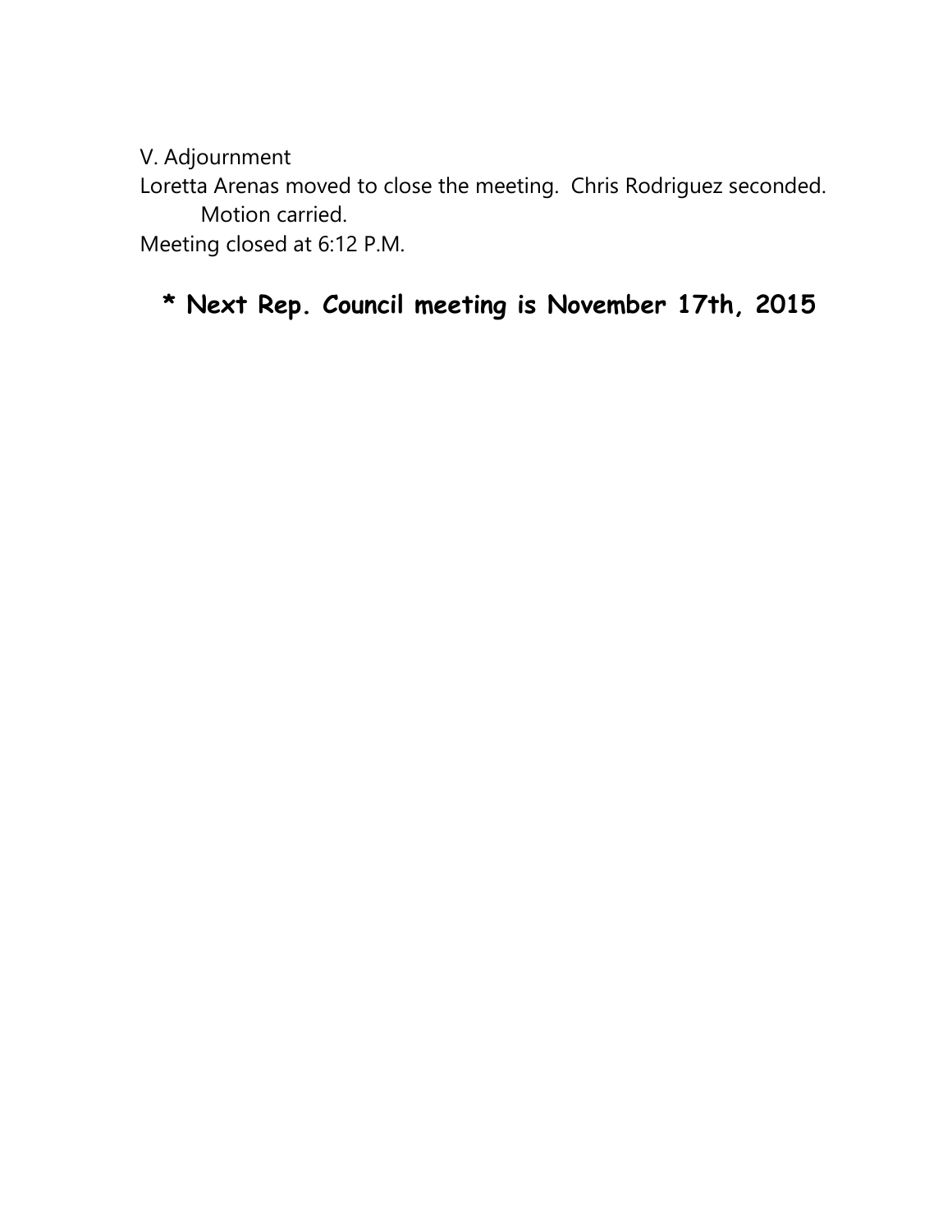V. Adjournment

Loretta Arenas moved to close the meeting. Chris Rodriguez seconded. Motion carried.

Meeting closed at 6:12 P.M.

**\* Next Rep. Council meeting is November 17th, 2015**